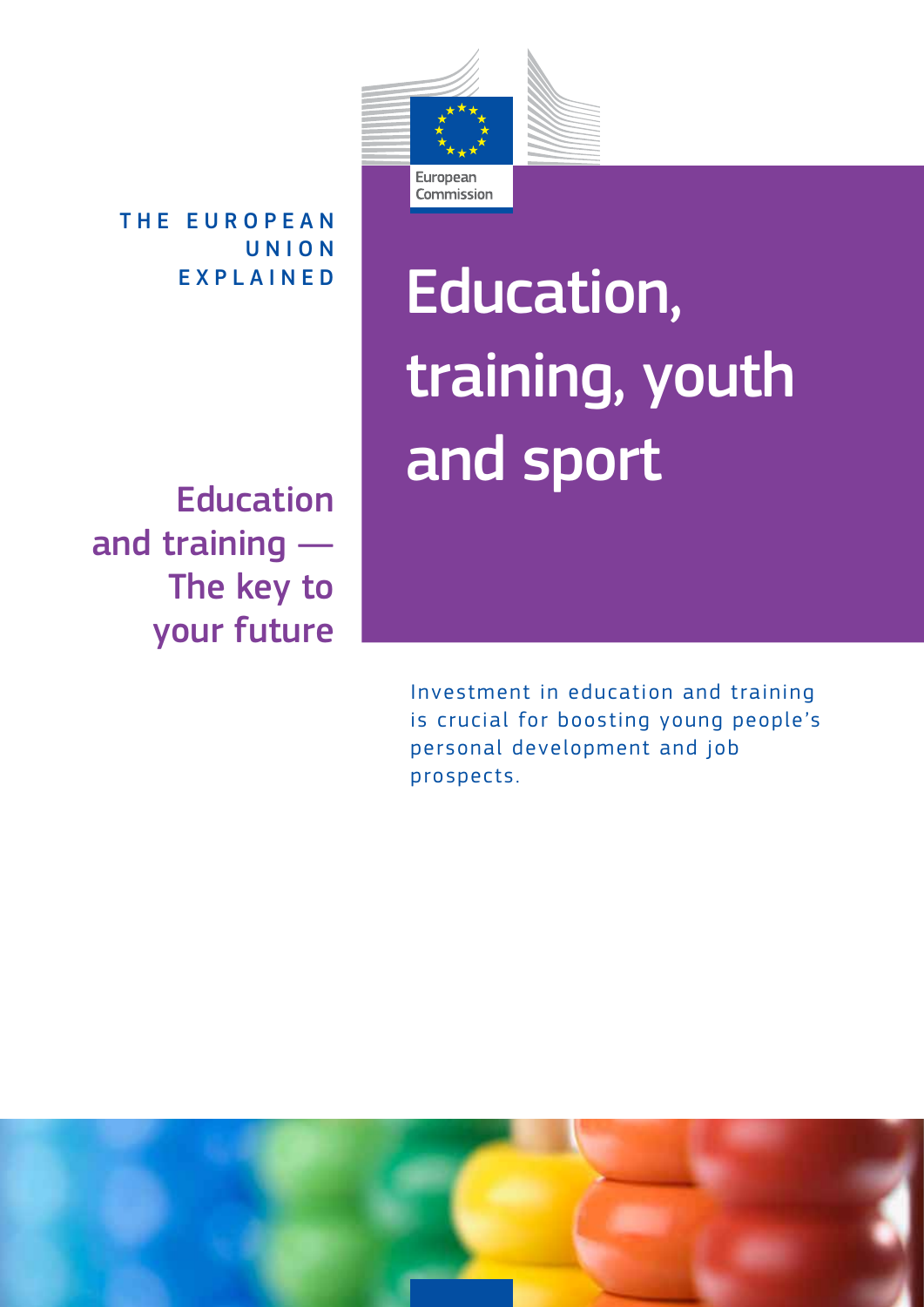European Commission

THE EUROPEAN UNION EXPLAINED

# Education, training, youth and sport

## Education and training — The key to your future

Investment in education and training is crucial for boosting young people's personal development and job prospects.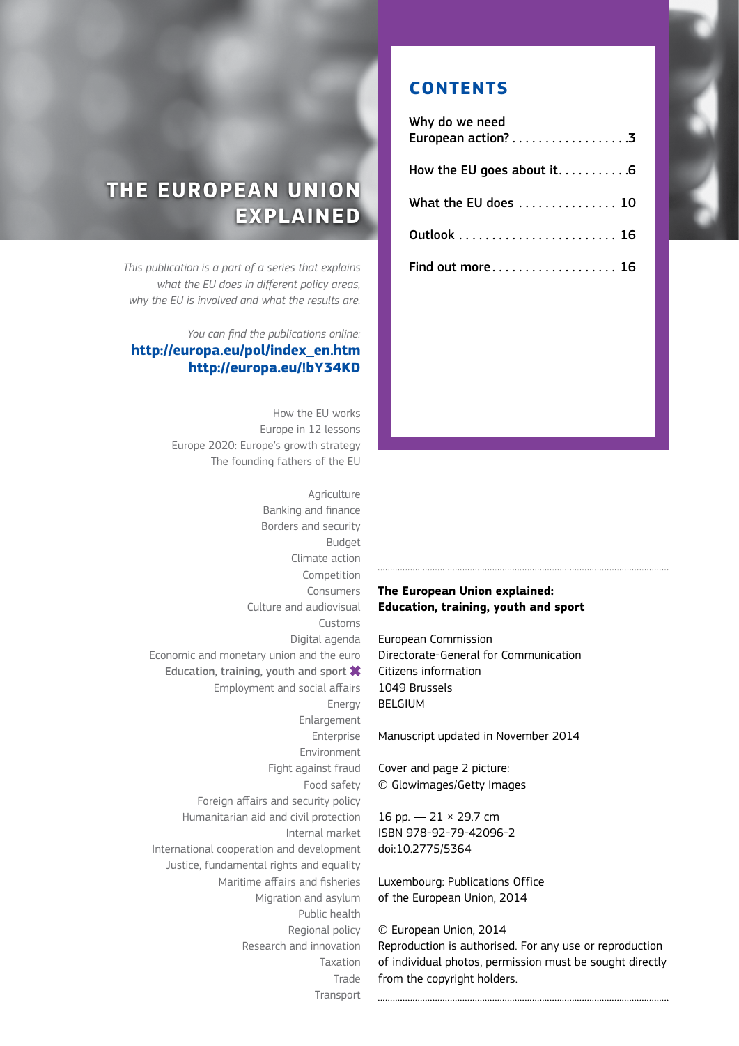# THE EUROPEAN UNION EXPLAINED

*This publication is a part of a series that explains what the EU does in different policy areas, why the EU is involved and what the results are.*

*You can find the publications online:*

**http://europa.eu/pol/index_en.htm**
**http://europa.eu/!bY34KD**

How the EU works
Europe in 12 lessons
Europe 2020: Europe's growth strategy
The founding fathers of the EU

Agriculture
Banking and finance
Borders and security
Budget
Climate action
Competition
Consumers
Culture and audiovisual
Customs
Digital agenda
Economic and monetary union and the euro
Education, training, youth and sport ✖
Employment and social affairs
Energy
Enlargement
Enterprise
Environment
Fight against fraud
Food safety
Foreign affairs and security policy
Humanitarian aid and civil protection
Internal market
International cooperation and development
Justice, fundamental rights and equality
Maritime affairs and fisheries
Migration and asylum
Public health
Regional policy
Research and innovation
Taxation
Trade
Transport

## CONTENTS

| | |
|---|---|
| Why do we need European action? | 3 |
| How the EU goes about it | 6 |
| What the EU does | 10 |
| Outlook | 16 |
| Find out more | 16 |

**The European Union explained: Education, training, youth and sport**

European Commission
Directorate-General for Communication
Citizens information
1049 Brussels
BELGIUM

Manuscript updated in November 2014

Cover and page 2 picture:
© Glowimages/Getty Images

16 pp. — 21 × 29.7 cm
ISBN 978-92-79-42096-2
doi:10.2775/5364

Luxembourg: Publications Office of the European Union, 2014

© European Union, 2014
Reproduction is authorised. For any use or reproduction of individual photos, permission must be sought directly from the copyright holders.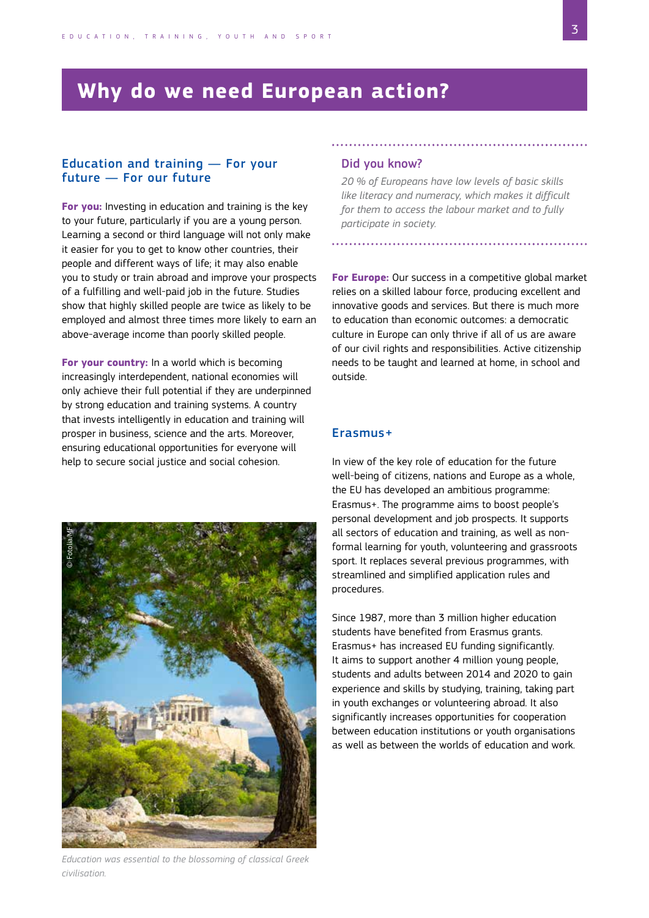# Why do we need European action?

## Education and training — For your future — For our future

**For you:** Investing in education and training is the key to your future, particularly if you are a young person. Learning a second or third language will not only make it easier for you to get to know other countries, their people and different ways of life; it may also enable you to study or train abroad and improve your prospects of a fulfilling and well-paid job in the future. Studies show that highly skilled people are twice as likely to be employed and almost three times more likely to earn an above-average income than poorly skilled people.

**For your country:** In a world which is becoming increasingly interdependent, national economies will only achieve their full potential if they are underpinned by strong education and training systems. A country that invests intelligently in education and training will prosper in business, science and the arts. Moreover, ensuring educational opportunities for everyone will help to secure social justice and social cohesion.

Education was essential to the blossoming of classical Greek civilisation.

### Did you know?

*20 % of Europeans have low levels of basic skills like literacy and numeracy, which makes it difficult for them to access the labour market and to fully participate in society.*

**For Europe:** Our success in a competitive global market relies on a skilled labour force, producing excellent and innovative goods and services. But there is much more to education than economic outcomes: a democratic culture in Europe can only thrive if all of us are aware of our civil rights and responsibilities. Active citizenship needs to be taught and learned at home, in school and outside.

## Erasmus+

In view of the key role of education for the future well-being of citizens, nations and Europe as a whole, the EU has developed an ambitious programme: Erasmus+. The programme aims to boost people's personal development and job prospects. It supports all sectors of education and training, as well as non-formal learning for youth, volunteering and grassroots sport. It replaces several previous programmes, with streamlined and simplified application rules and procedures.

Since 1987, more than 3 million higher education students have benefited from Erasmus grants. Erasmus+ has increased EU funding significantly. It aims to support another 4 million young people, students and adults between 2014 and 2020 to gain experience and skills by studying, training, taking part in youth exchanges or volunteering abroad. It also significantly increases opportunities for cooperation between education institutions or youth organisations as well as between the worlds of education and work.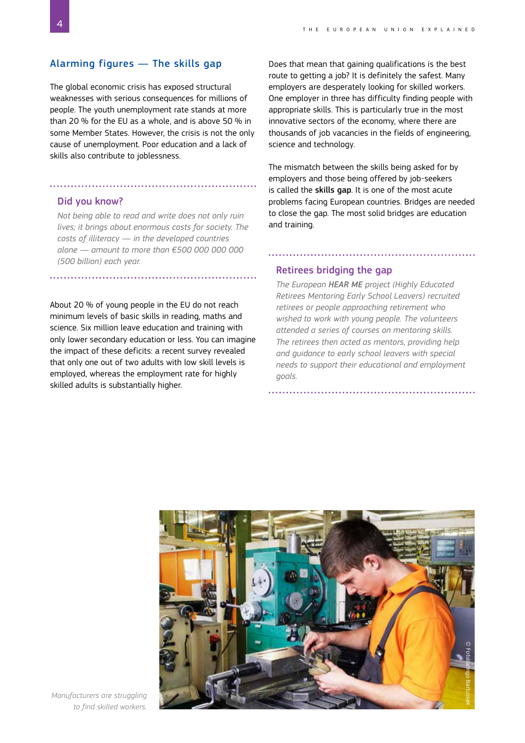## Alarming figures — The skills gap

The global economic crisis has exposed structural weaknesses with serious consequences for millions of people. The youth unemployment rate stands at more than 20 % for the EU as a whole, and is above 50 % in some Member States. However, the crisis is not the only cause of unemployment. Poor education and a lack of skills also contribute to joblessness.

### Did you know?

*Not being able to read and write does not only ruin lives; it brings about enormous costs for society. The costs of illiteracy — in the developed countries alone — amount to more than €500 000 000 000 (500 billion) each year.*

About 20 % of young people in the EU do not reach minimum levels of basic skills in reading, maths and science. Six million leave education and training with only lower secondary education or less. You can imagine the impact of these deficits: a recent survey revealed that only one out of two adults with low skill levels is employed, whereas the employment rate for highly skilled adults is substantially higher.

Does that mean that gaining qualifications is the best route to getting a job? It is definitely the safest. Many employers are desperately looking for skilled workers. One employer in three has difficulty finding people with appropriate skills. This is particularly true in the most innovative sectors of the economy, where there are thousands of job vacancies in the fields of engineering, science and technology.

The mismatch between the skills being asked for by employers and those being offered by job-seekers is called the **skills gap**. It is one of the most acute problems facing European countries. Bridges are needed to close the gap. The most solid bridges are education and training.

### Retirees bridging the gap

*The European **HEAR ME** project (Highly Educated Retirees Mentoring Early School Leavers) recruited retirees or people approaching retirement who wished to work with young people. The volunteers attended a series of courses on mentoring skills. The retirees then acted as mentors, providing help and guidance to early school leavers with special needs to support their educational and employment goals.*

*Manufacturers are struggling to find skilled workers.*

© Fotolia/Ingo Bartussek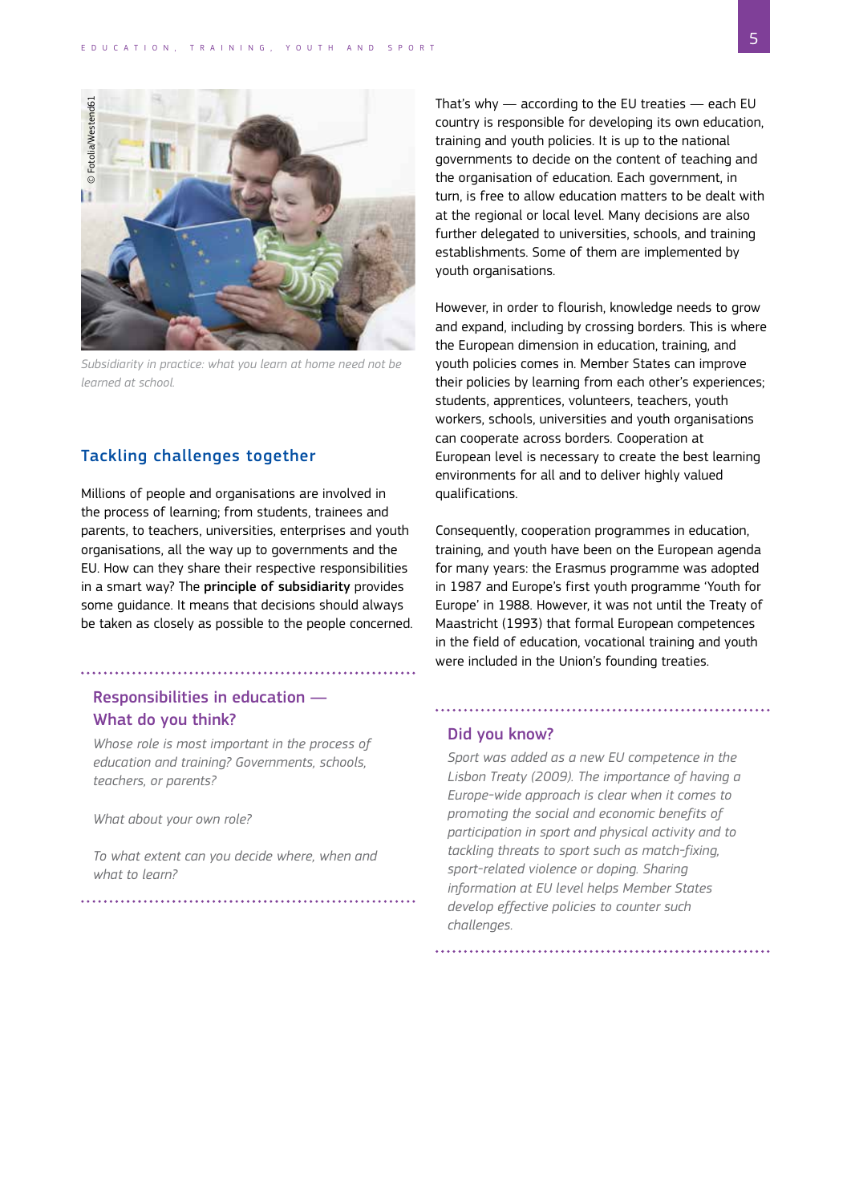Subsidiarity in practice: what you learn at home need not be learned at school.

## Tackling challenges together

Millions of people and organisations are involved in the process of learning; from students, trainees and parents, to teachers, universities, enterprises and youth organisations, all the way up to governments and the EU. How can they share their respective responsibilities in a smart way? The **principle of subsidiarity** provides some guidance. It means that decisions should always be taken as closely as possible to the people concerned.

### Responsibilities in education — What do you think?

*Whose role is most important in the process of education and training? Governments, schools, teachers, or parents?*

*What about your own role?*

*To what extent can you decide where, when and what to learn?*

That's why — according to the EU treaties — each EU country is responsible for developing its own education, training and youth policies. It is up to the national governments to decide on the content of teaching and the organisation of education. Each government, in turn, is free to allow education matters to be dealt with at the regional or local level. Many decisions are also further delegated to universities, schools, and training establishments. Some of them are implemented by youth organisations.

However, in order to flourish, knowledge needs to grow and expand, including by crossing borders. This is where the European dimension in education, training, and youth policies comes in. Member States can improve their policies by learning from each other's experiences; students, apprentices, volunteers, teachers, youth workers, schools, universities and youth organisations can cooperate across borders. Cooperation at European level is necessary to create the best learning environments for all and to deliver highly valued qualifications.

Consequently, cooperation programmes in education, training, and youth have been on the European agenda for many years: the Erasmus programme was adopted in 1987 and Europe's first youth programme 'Youth for Europe' in 1988. However, it was not until the Treaty of Maastricht (1993) that formal European competences in the field of education, vocational training and youth were included in the Union's founding treaties.

### Did you know?

*Sport was added as a new EU competence in the Lisbon Treaty (2009). The importance of having a Europe-wide approach is clear when it comes to promoting the social and economic benefits of participation in sport and physical activity and to tackling threats to sport such as match-fixing, sport-related violence or doping. Sharing information at EU level helps Member States develop effective policies to counter such challenges.*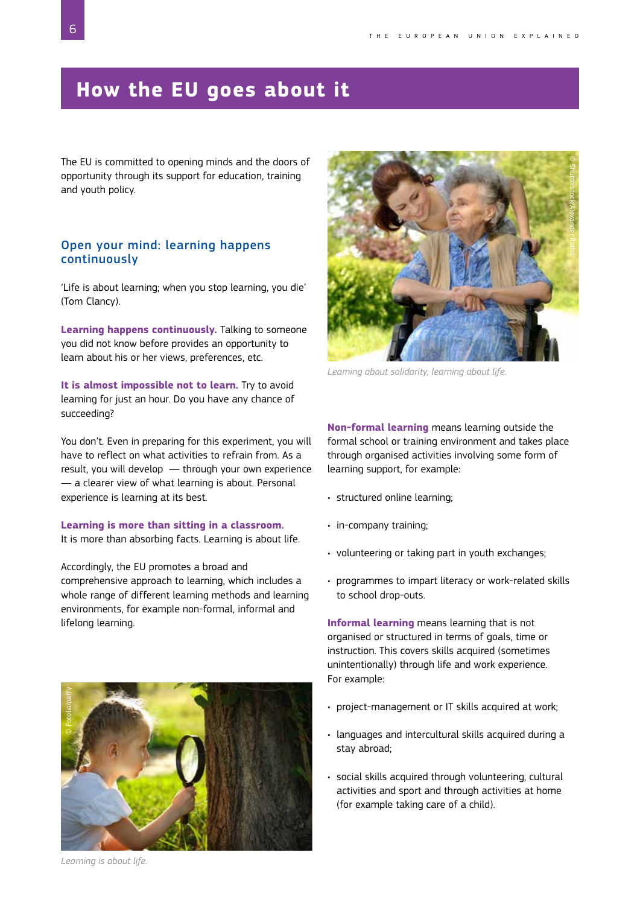# How the EU goes about it

The EU is committed to opening minds and the doors of opportunity through its support for education, training and youth policy.

## Open your mind: learning happens continuously

'Life is about learning; when you stop learning, you die' (Tom Clancy).

**Learning happens continuously.** Talking to someone you did not know before provides an opportunity to learn about his or her views, preferences, etc.

**It is almost impossible not to learn.** Try to avoid learning for just an hour. Do you have any chance of succeeding?

You don't. Even in preparing for this experiment, you will have to reflect on what activities to refrain from. As a result, you will develop — through your own experience — a clearer view of what learning is about. Personal experience is learning at its best.

**Learning is more than sitting in a classroom.** It is more than absorbing facts. Learning is about life.

Accordingly, the EU promotes a broad and comprehensive approach to learning, which includes a whole range of different learning methods and learning environments, for example non-formal, informal and lifelong learning.

*Learning is about life.*

*Learning about solidarity, learning about life.*

**Non-formal learning** means learning outside the formal school or training environment and takes place through organised activities involving some form of learning support, for example:

- structured online learning;
- in-company training;
- volunteering or taking part in youth exchanges;
- programmes to impart literacy or work-related skills to school drop-outs.

**Informal learning** means learning that is not organised or structured in terms of goals, time or instruction. This covers skills acquired (sometimes unintentionally) through life and work experience. For example:

- project-management or IT skills acquired at work;
- languages and intercultural skills acquired during a stay abroad;
- social skills acquired through volunteering, cultural activities and sport and through activities at home (for example taking care of a child).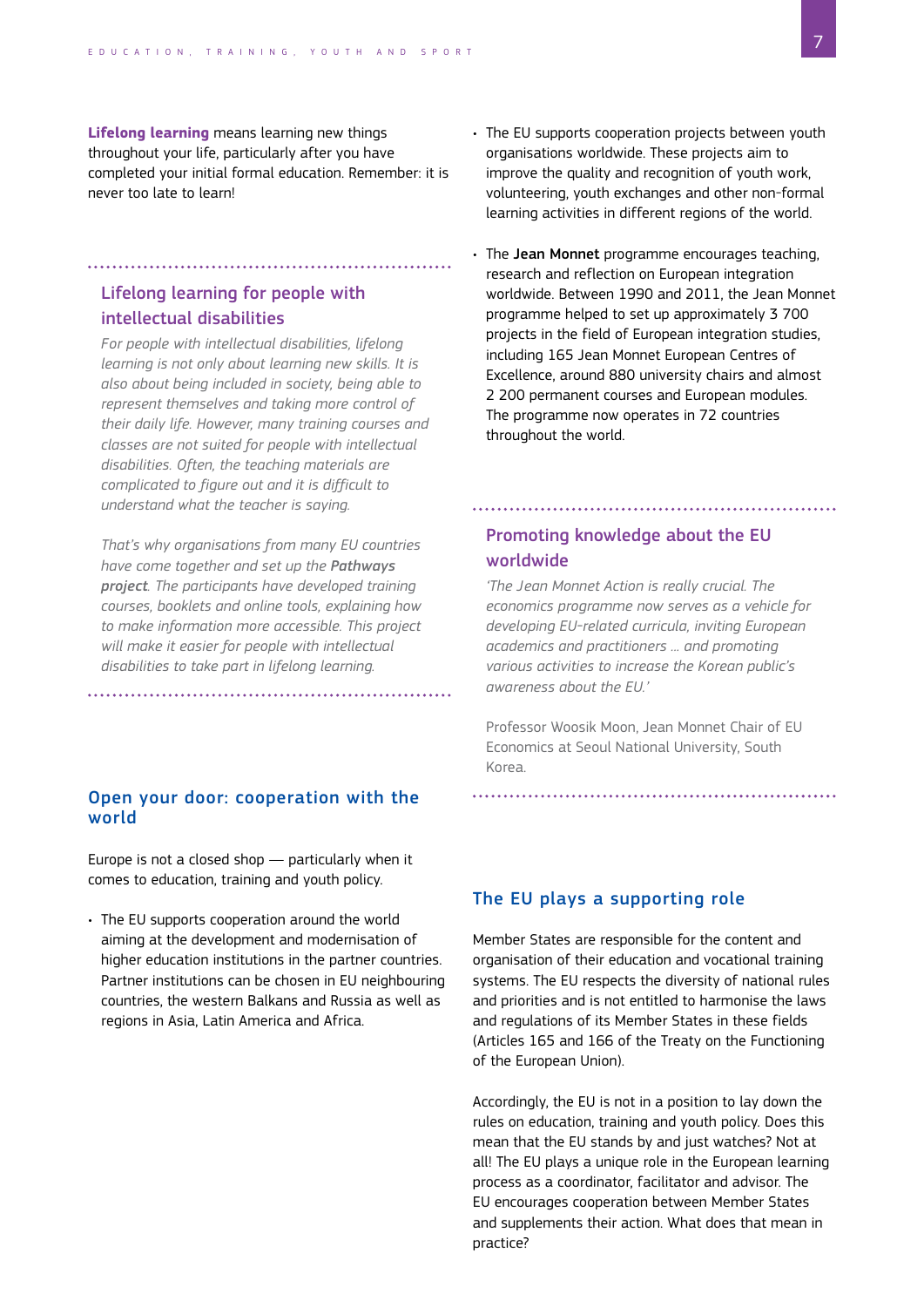**Lifelong learning** means learning new things throughout your life, particularly after you have completed your initial formal education. Remember: it is never too late to learn!

### Lifelong learning for people with intellectual disabilities

*For people with intellectual disabilities, lifelong learning is not only about learning new skills. It is also about being included in society, being able to represent themselves and taking more control of their daily life. However, many training courses and classes are not suited for people with intellectual disabilities. Often, the teaching materials are complicated to figure out and it is difficult to understand what the teacher is saying.*

*That's why organisations from many EU countries have come together and set up the **Pathways project**. The participants have developed training courses, booklets and online tools, explaining how to make information more accessible. This project will make it easier for people with intellectual disabilities to take part in lifelong learning.*

## Open your door: cooperation with the world

Europe is not a closed shop — particularly when it comes to education, training and youth policy.

- The EU supports cooperation around the world aiming at the development and modernisation of higher education institutions in the partner countries. Partner institutions can be chosen in EU neighbouring countries, the western Balkans and Russia as well as regions in Asia, Latin America and Africa.
- The EU supports cooperation projects between youth organisations worldwide. These projects aim to improve the quality and recognition of youth work, volunteering, youth exchanges and other non-formal learning activities in different regions of the world.
- The **Jean Monnet** programme encourages teaching, research and reflection on European integration worldwide. Between 1990 and 2011, the Jean Monnet programme helped to set up approximately 3 700 projects in the field of European integration studies, including 165 Jean Monnet European Centres of Excellence, around 880 university chairs and almost 2 200 permanent courses and European modules. The programme now operates in 72 countries throughout the world.

### Promoting knowledge about the EU worldwide

*'The Jean Monnet Action is really crucial. The economics programme now serves as a vehicle for developing EU-related curricula, inviting European academics and practitioners … and promoting various activities to increase the Korean public's awareness about the EU.'*

Professor Woosik Moon, Jean Monnet Chair of EU Economics at Seoul National University, South Korea.

## The EU plays a supporting role

Member States are responsible for the content and organisation of their education and vocational training systems. The EU respects the diversity of national rules and priorities and is not entitled to harmonise the laws and regulations of its Member States in these fields (Articles 165 and 166 of the Treaty on the Functioning of the European Union).

Accordingly, the EU is not in a position to lay down the rules on education, training and youth policy. Does this mean that the EU stands by and just watches? Not at all! The EU plays a unique role in the European learning process as a coordinator, facilitator and advisor. The EU encourages cooperation between Member States and supplements their action. What does that mean in practice?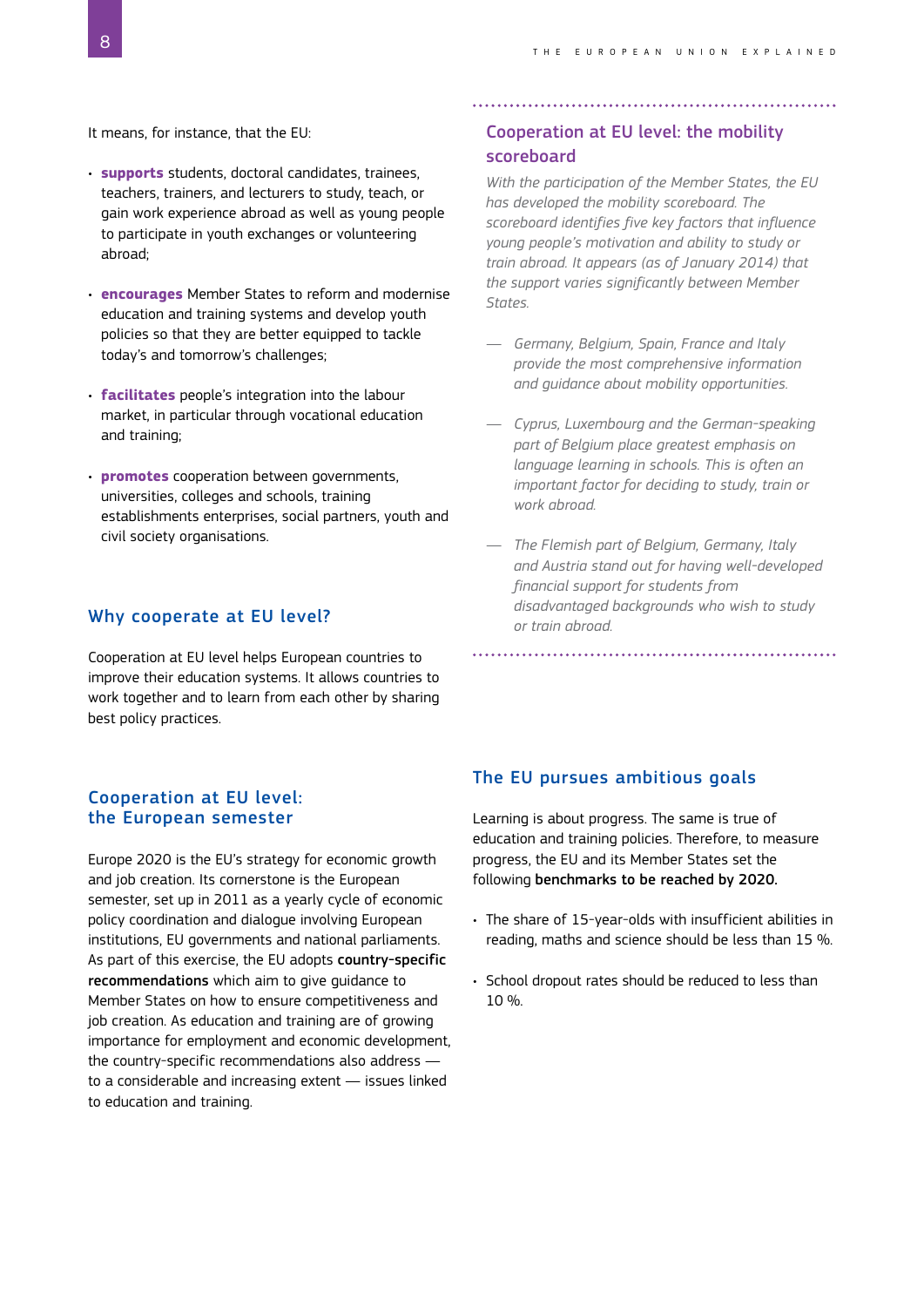It means, for instance, that the EU:

- **supports** students, doctoral candidates, trainees, teachers, trainers, and lecturers to study, teach, or gain work experience abroad as well as young people to participate in youth exchanges or volunteering abroad;
- **encourages** Member States to reform and modernise education and training systems and develop youth policies so that they are better equipped to tackle today's and tomorrow's challenges;
- **facilitates** people's integration into the labour market, in particular through vocational education and training;
- **promotes** cooperation between governments, universities, colleges and schools, training establishments enterprises, social partners, youth and civil society organisations.

## Why cooperate at EU level?

Cooperation at EU level helps European countries to improve their education systems. It allows countries to work together and to learn from each other by sharing best policy practices.

## Cooperation at EU level: the European semester

Europe 2020 is the EU's strategy for economic growth and job creation. Its cornerstone is the European semester, set up in 2011 as a yearly cycle of economic policy coordination and dialogue involving European institutions, EU governments and national parliaments. As part of this exercise, the EU adopts **country-specific recommendations** which aim to give guidance to Member States on how to ensure competitiveness and job creation. As education and training are of growing importance for employment and economic development, the country-specific recommendations also address — to a considerable and increasing extent — issues linked to education and training.

## Cooperation at EU level: the mobility scoreboard

*With the participation of the Member States, the EU has developed the mobility scoreboard. The scoreboard identifies five key factors that influence young people's motivation and ability to study or train abroad. It appears (as of January 2014) that the support varies significantly between Member States.*

- *Germany, Belgium, Spain, France and Italy provide the most comprehensive information and guidance about mobility opportunities.*
- *Cyprus, Luxembourg and the German-speaking part of Belgium place greatest emphasis on language learning in schools. This is often an important factor for deciding to study, train or work abroad.*
- *The Flemish part of Belgium, Germany, Italy and Austria stand out for having well-developed financial support for students from disadvantaged backgrounds who wish to study or train abroad.*

## The EU pursues ambitious goals

Learning is about progress. The same is true of education and training policies. Therefore, to measure progress, the EU and its Member States set the following **benchmarks to be reached by 2020.**

- The share of 15-year-olds with insufficient abilities in reading, maths and science should be less than 15 %.
- School dropout rates should be reduced to less than 10 %.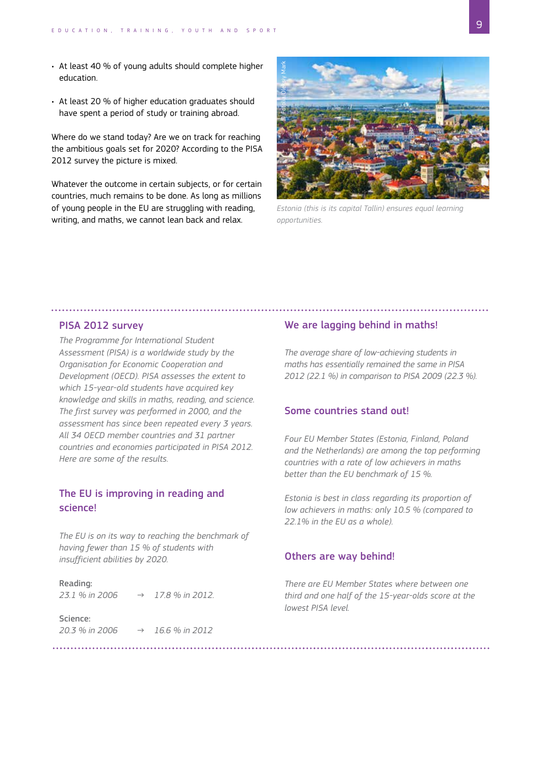- At least 40 % of young adults should complete higher education.
- At least 20 % of higher education graduates should have spent a period of study or training abroad.

Where do we stand today? Are we on track for reaching the ambitious goals set for 2020? According to the PISA 2012 survey the picture is mixed.

Whatever the outcome in certain subjects, or for certain countries, much remains to be done. As long as millions of young people in the EU are struggling with reading, writing, and maths, we cannot lean back and relax.

© Fotolia/Oleksiy Mark

*Estonia (this is its capital Tallin) ensures equal learning opportunities.*

## PISA 2012 survey

*The Programme for International Student Assessment (PISA) is a worldwide study by the Organisation for Economic Cooperation and Development (OECD). PISA assesses the extent to which 15-year-old students have acquired key knowledge and skills in maths, reading, and science. The first survey was performed in 2000, and the assessment has since been repeated every 3 years. All 34 OECD member countries and 31 partner countries and economies participated in PISA 2012. Here are some of the results.*

## The EU is improving in reading and science!

*The EU is on its way to reaching the benchmark of having fewer than 15 % of students with insufficient abilities by 2020.*

Reading:
*23.1 % in 2006 → 17.8 % in 2012.*

Science:
*20.3 % in 2006 → 16.6 % in 2012*

## We are lagging behind in maths!

*The average share of low-achieving students in maths has essentially remained the same in PISA 2012 (22.1 %) in comparison to PISA 2009 (22.3 %).*

## Some countries stand out!

*Four EU Member States (Estonia, Finland, Poland and the Netherlands) are among the top performing countries with a rate of low achievers in maths better than the EU benchmark of 15 %.*

*Estonia is best in class regarding its proportion of low achievers in maths: only 10.5 % (compared to 22.1% in the EU as a whole).*

## Others are way behind!

*There are EU Member States where between one third and one half of the 15-year-olds score at the lowest PISA level.*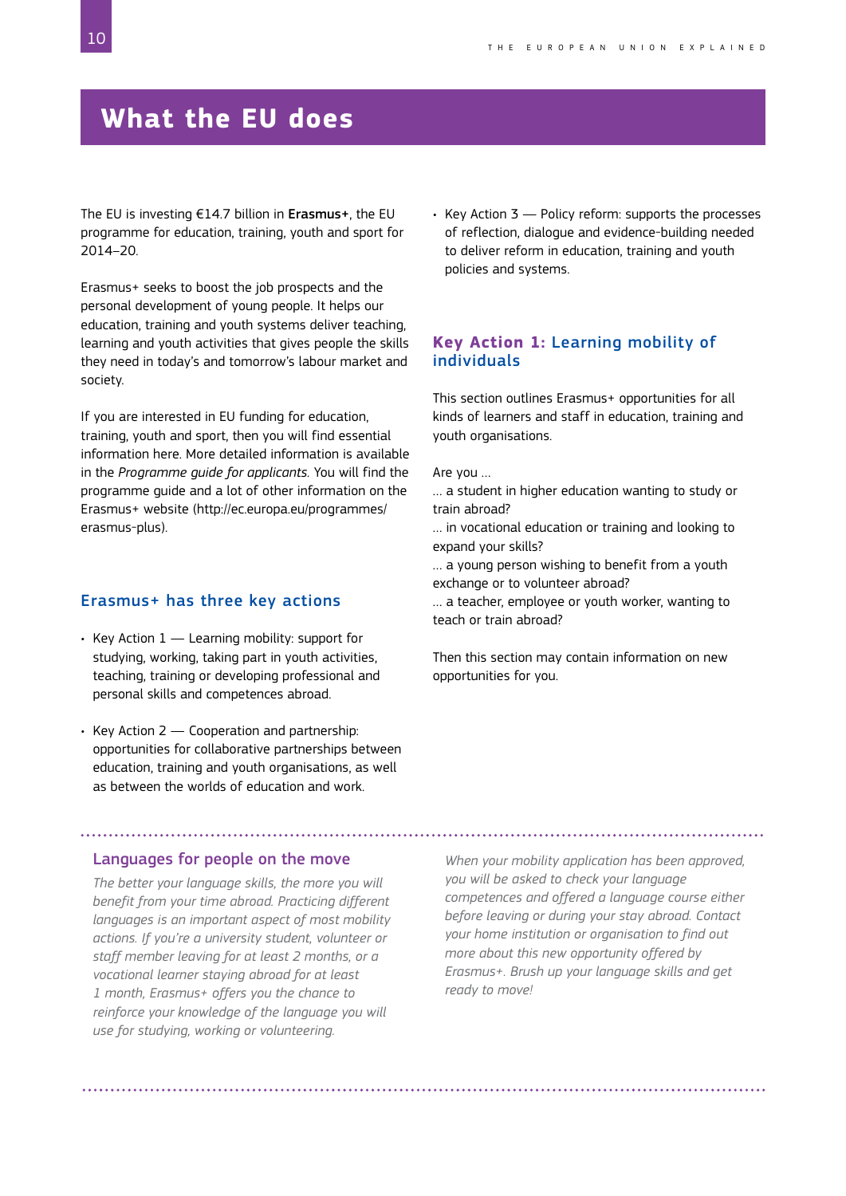# What the EU does

The EU is investing €14.7 billion in **Erasmus+**, the EU programme for education, training, youth and sport for 2014–20.

Erasmus+ seeks to boost the job prospects and the personal development of young people. It helps our education, training and youth systems deliver teaching, learning and youth activities that gives people the skills they need in today's and tomorrow's labour market and society.

If you are interested in EU funding for education, training, youth and sport, then you will find essential information here. More detailed information is available in the *Programme guide for applicants*. You will find the programme guide and a lot of other information on the Erasmus+ website (http://ec.europa.eu/programmes/erasmus-plus).

## Erasmus+ has three key actions

- Key Action 1 — Learning mobility: support for studying, working, taking part in youth activities, teaching, training or developing professional and personal skills and competences abroad.
- Key Action 2 — Cooperation and partnership: opportunities for collaborative partnerships between education, training and youth organisations, as well as between the worlds of education and work.
- Key Action 3 — Policy reform: supports the processes of reflection, dialogue and evidence-building needed to deliver reform in education, training and youth policies and systems.

## Key Action 1: Learning mobility of individuals

This section outlines Erasmus+ opportunities for all kinds of learners and staff in education, training and youth organisations.

Are you …

… a student in higher education wanting to study or train abroad?

… in vocational education or training and looking to expand your skills?

… a young person wishing to benefit from a youth exchange or to volunteer abroad?

… a teacher, employee or youth worker, wanting to teach or train abroad?

Then this section may contain information on new opportunities for you.

### Languages for people on the move

*The better your language skills, the more you will benefit from your time abroad. Practicing different languages is an important aspect of most mobility actions. If you're a university student, volunteer or staff member leaving for at least 2 months, or a vocational learner staying abroad for at least 1 month, Erasmus+ offers you the chance to reinforce your knowledge of the language you will use for studying, working or volunteering.*

*When your mobility application has been approved, you will be asked to check your language competences and offered a language course either before leaving or during your stay abroad. Contact your home institution or organisation to find out more about this new opportunity offered by Erasmus+. Brush up your language skills and get ready to move!*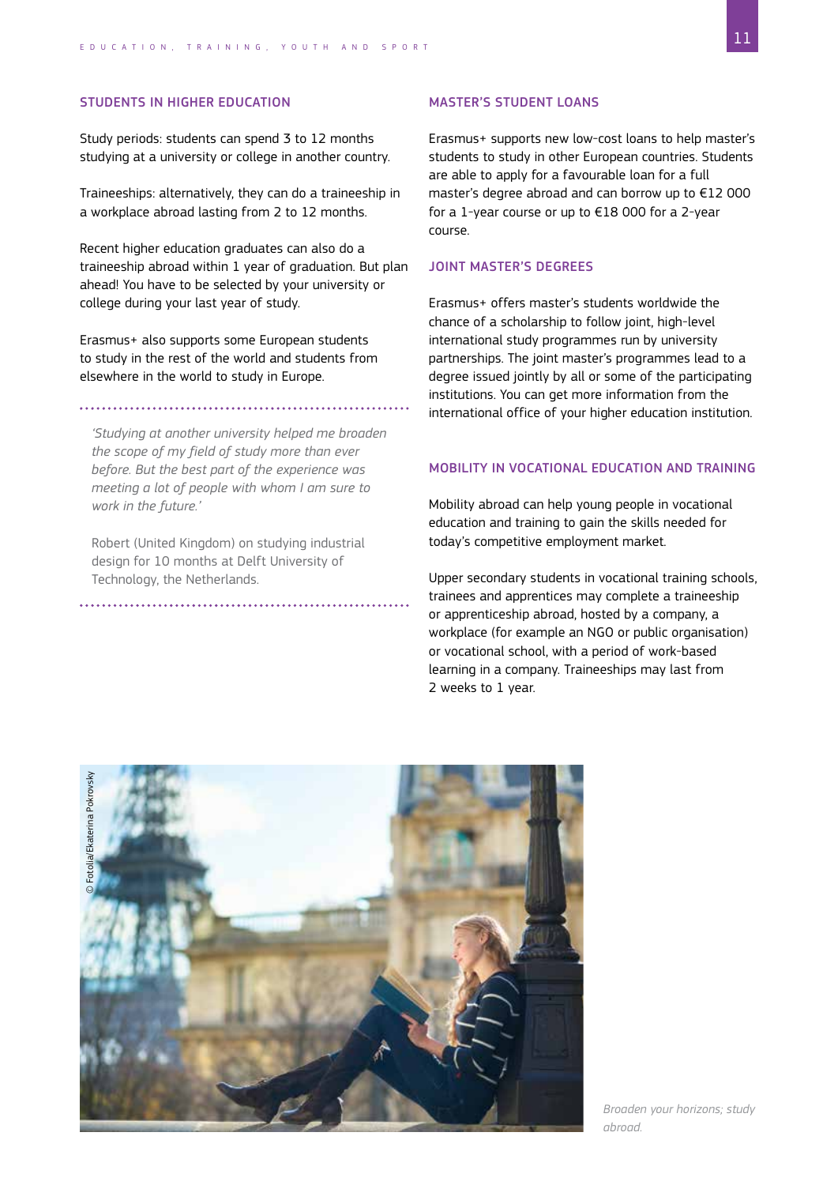## STUDENTS IN HIGHER EDUCATION

Study periods: students can spend 3 to 12 months studying at a university or college in another country.

Traineeships: alternatively, they can do a traineeship in a workplace abroad lasting from 2 to 12 months.

Recent higher education graduates can also do a traineeship abroad within 1 year of graduation. But plan ahead! You have to be selected by your university or college during your last year of study.

Erasmus+ also supports some European students to study in the rest of the world and students from elsewhere in the world to study in Europe.

> *'Studying at another university helped me broaden the scope of my field of study more than ever before. But the best part of the experience was meeting a lot of people with whom I am sure to work in the future.'*
>
> Robert (United Kingdom) on studying industrial design for 10 months at Delft University of Technology, the Netherlands.

## MASTER'S STUDENT LOANS

Erasmus+ supports new low-cost loans to help master's students to study in other European countries. Students are able to apply for a favourable loan for a full master's degree abroad and can borrow up to €12 000 for a 1-year course or up to €18 000 for a 2-year course.

## JOINT MASTER'S DEGREES

Erasmus+ offers master's students worldwide the chance of a scholarship to follow joint, high-level international study programmes run by university partnerships. The joint master's programmes lead to a degree issued jointly by all or some of the participating institutions. You can get more information from the international office of your higher education institution.

## MOBILITY IN VOCATIONAL EDUCATION AND TRAINING

Mobility abroad can help young people in vocational education and training to gain the skills needed for today's competitive employment market.

Upper secondary students in vocational training schools, trainees and apprentices may complete a traineeship or apprenticeship abroad, hosted by a company, a workplace (for example an NGO or public organisation) or vocational school, with a period of work-based learning in a company. Traineeships may last from 2 weeks to 1 year.

© Fotolia/Ekaterina Pokrovsky

*Broaden your horizons; study abroad.*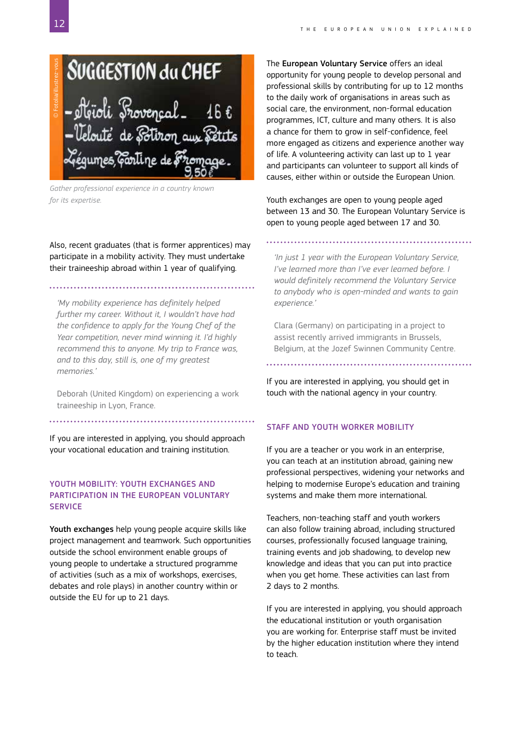Gather professional experience in a country known for its expertise.

Also, recent graduates (that is former apprentices) may participate in a mobility activity. They must undertake their traineeship abroad within 1 year of qualifying.

*'My mobility experience has definitely helped further my career. Without it, I wouldn't have had the confidence to apply for the Young Chef of the Year competition, never mind winning it. I'd highly recommend this to anyone. My trip to France was, and to this day, still is, one of my greatest memories.'*

Deborah (United Kingdom) on experiencing a work traineeship in Lyon, France.

If you are interested in applying, you should approach your vocational education and training institution.

### YOUTH MOBILITY: YOUTH EXCHANGES AND PARTICIPATION IN THE EUROPEAN VOLUNTARY SERVICE

**Youth exchanges** help young people acquire skills like project management and teamwork. Such opportunities outside the school environment enable groups of young people to undertake a structured programme of activities (such as a mix of workshops, exercises, debates and role plays) in another country within or outside the EU for up to 21 days.

The **European Voluntary Service** offers an ideal opportunity for young people to develop personal and professional skills by contributing for up to 12 months to the daily work of organisations in areas such as social care, the environment, non-formal education programmes, ICT, culture and many others. It is also a chance for them to grow in self-confidence, feel more engaged as citizens and experience another way of life. A volunteering activity can last up to 1 year and participants can volunteer to support all kinds of causes, either within or outside the European Union.

Youth exchanges are open to young people aged between 13 and 30. The European Voluntary Service is open to young people aged between 17 and 30.

*'In just 1 year with the European Voluntary Service, I've learned more than I've ever learned before. I would definitely recommend the Voluntary Service to anybody who is open-minded and wants to gain experience.'*

Clara (Germany) on participating in a project to assist recently arrived immigrants in Brussels, Belgium, at the Jozef Swinnen Community Centre.

If you are interested in applying, you should get in touch with the national agency in your country.

### STAFF AND YOUTH WORKER MOBILITY

If you are a teacher or you work in an enterprise, you can teach at an institution abroad, gaining new professional perspectives, widening your networks and helping to modernise Europe's education and training systems and make them more international.

Teachers, non-teaching staff and youth workers can also follow training abroad, including structured courses, professionally focused language training, training events and job shadowing, to develop new knowledge and ideas that you can put into practice when you get home. These activities can last from 2 days to 2 months.

If you are interested in applying, you should approach the educational institution or youth organisation you are working for. Enterprise staff must be invited by the higher education institution where they intend to teach.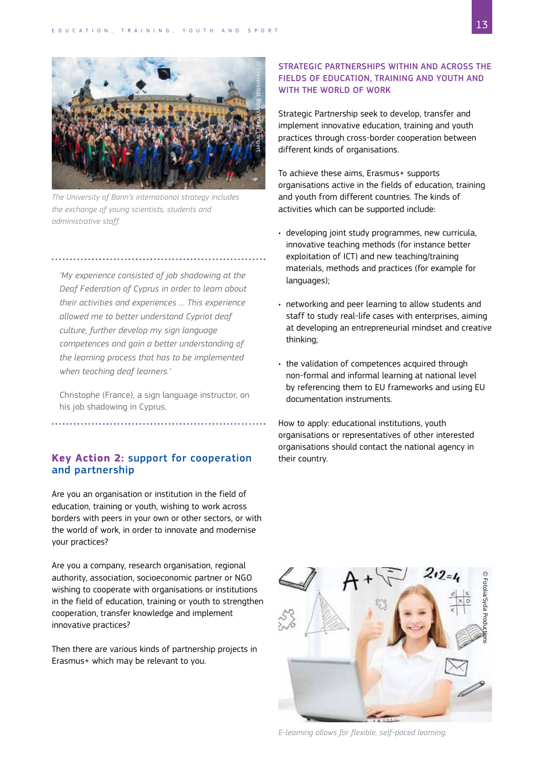*The University of Bonn's international strategy includes the exchange of young scientists, students and administrative staff.*

*'My experience consisted of job shadowing at the Deaf Federation of Cyprus in order to learn about their activities and experiences … This experience allowed me to better understand Cypriot deaf culture, further develop my sign language competences and gain a better understanding of the learning process that has to be implemented when teaching deaf learners.'*

Christophe (France), a sign language instructor, on his job shadowing in Cyprus.

## Key Action 2: support for cooperation and partnership

Are you an organisation or institution in the field of education, training or youth, wishing to work across borders with peers in your own or other sectors, or with the world of work, in order to innovate and modernise your practices?

Are you a company, research organisation, regional authority, association, socioeconomic partner or NGO wishing to cooperate with organisations or institutions in the field of education, training or youth to strengthen cooperation, transfer knowledge and implement innovative practices?

Then there are various kinds of partnership projects in Erasmus+ which may be relevant to you.

### STRATEGIC PARTNERSHIPS WITHIN AND ACROSS THE FIELDS OF EDUCATION, TRAINING AND YOUTH AND WITH THE WORLD OF WORK

Strategic Partnership seek to develop, transfer and implement innovative education, training and youth practices through cross-border cooperation between different kinds of organisations.

To achieve these aims, Erasmus+ supports organisations active in the fields of education, training and youth from different countries. The kinds of activities which can be supported include:

- developing joint study programmes, new curricula, innovative teaching methods (for instance better exploitation of ICT) and new teaching/training materials, methods and practices (for example for languages);
- networking and peer learning to allow students and staff to study real-life cases with enterprises, aiming at developing an entrepreneurial mindset and creative thinking;
- the validation of competences acquired through non-formal and informal learning at national level by referencing them to EU frameworks and using EU documentation instruments.

How to apply: educational institutions, youth organisations or representatives of other interested organisations should contact the national agency in their country.

*E-learning allows for flexible, self-paced learning.*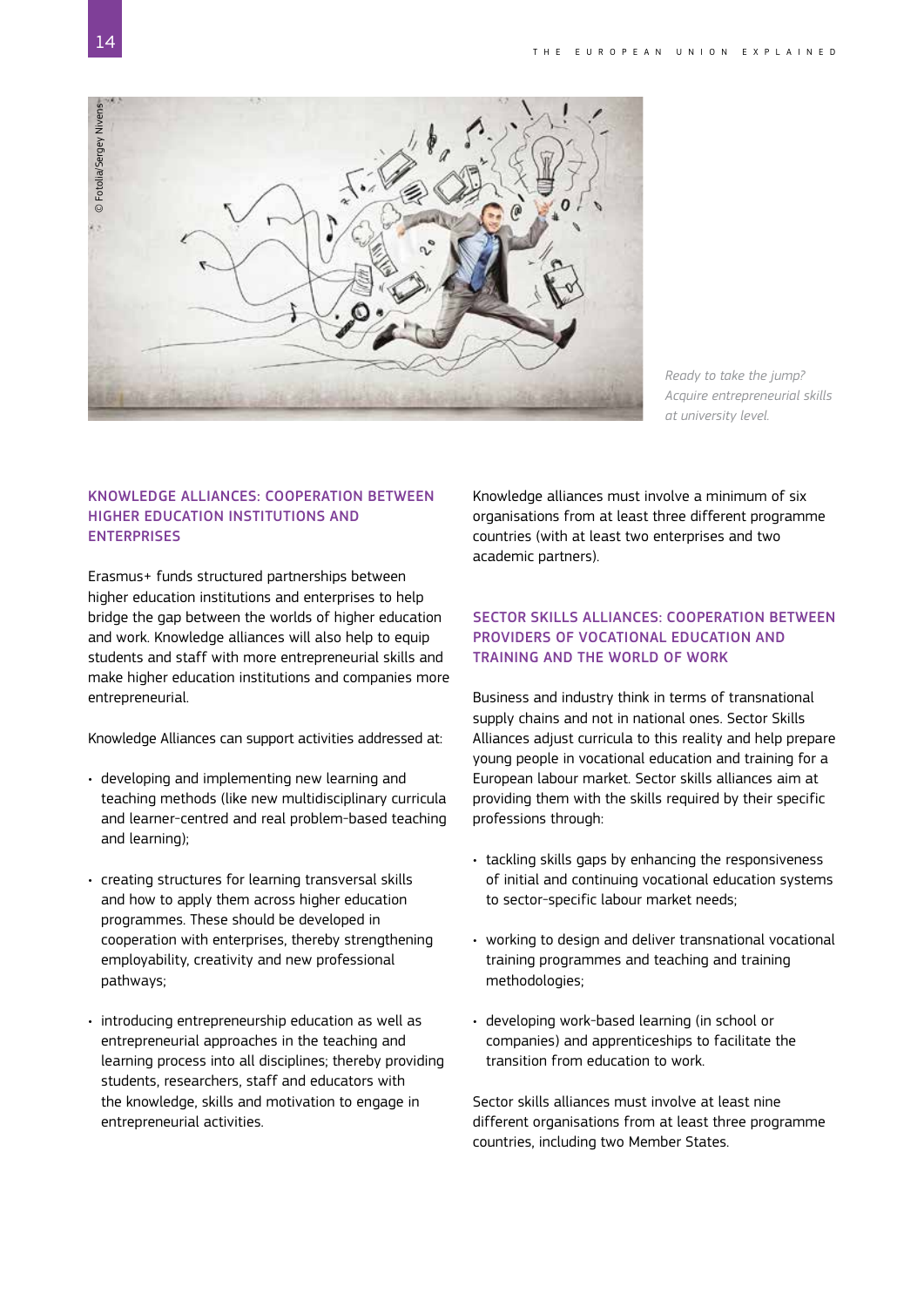Ready to take the jump? Acquire entrepreneurial skills at university level.

## KNOWLEDGE ALLIANCES: COOPERATION BETWEEN HIGHER EDUCATION INSTITUTIONS AND ENTERPRISES

Erasmus+ funds structured partnerships between higher education institutions and enterprises to help bridge the gap between the worlds of higher education and work. Knowledge alliances will also help to equip students and staff with more entrepreneurial skills and make higher education institutions and companies more entrepreneurial.

Knowledge Alliances can support activities addressed at:

- developing and implementing new learning and teaching methods (like new multidisciplinary curricula and learner-centred and real problem-based teaching and learning);
- creating structures for learning transversal skills and how to apply them across higher education programmes. These should be developed in cooperation with enterprises, thereby strengthening employability, creativity and new professional pathways;
- introducing entrepreneurship education as well as entrepreneurial approaches in the teaching and learning process into all disciplines; thereby providing students, researchers, staff and educators with the knowledge, skills and motivation to engage in entrepreneurial activities.

Knowledge alliances must involve a minimum of six organisations from at least three different programme countries (with at least two enterprises and two academic partners).

## SECTOR SKILLS ALLIANCES: COOPERATION BETWEEN PROVIDERS OF VOCATIONAL EDUCATION AND TRAINING AND THE WORLD OF WORK

Business and industry think in terms of transnational supply chains and not in national ones. Sector Skills Alliances adjust curricula to this reality and help prepare young people in vocational education and training for a European labour market. Sector skills alliances aim at providing them with the skills required by their specific professions through:

- tackling skills gaps by enhancing the responsiveness of initial and continuing vocational education systems to sector-specific labour market needs;
- working to design and deliver transnational vocational training programmes and teaching and training methodologies;
- developing work-based learning (in school or companies) and apprenticeships to facilitate the transition from education to work.

Sector skills alliances must involve at least nine different organisations from at least three programme countries, including two Member States.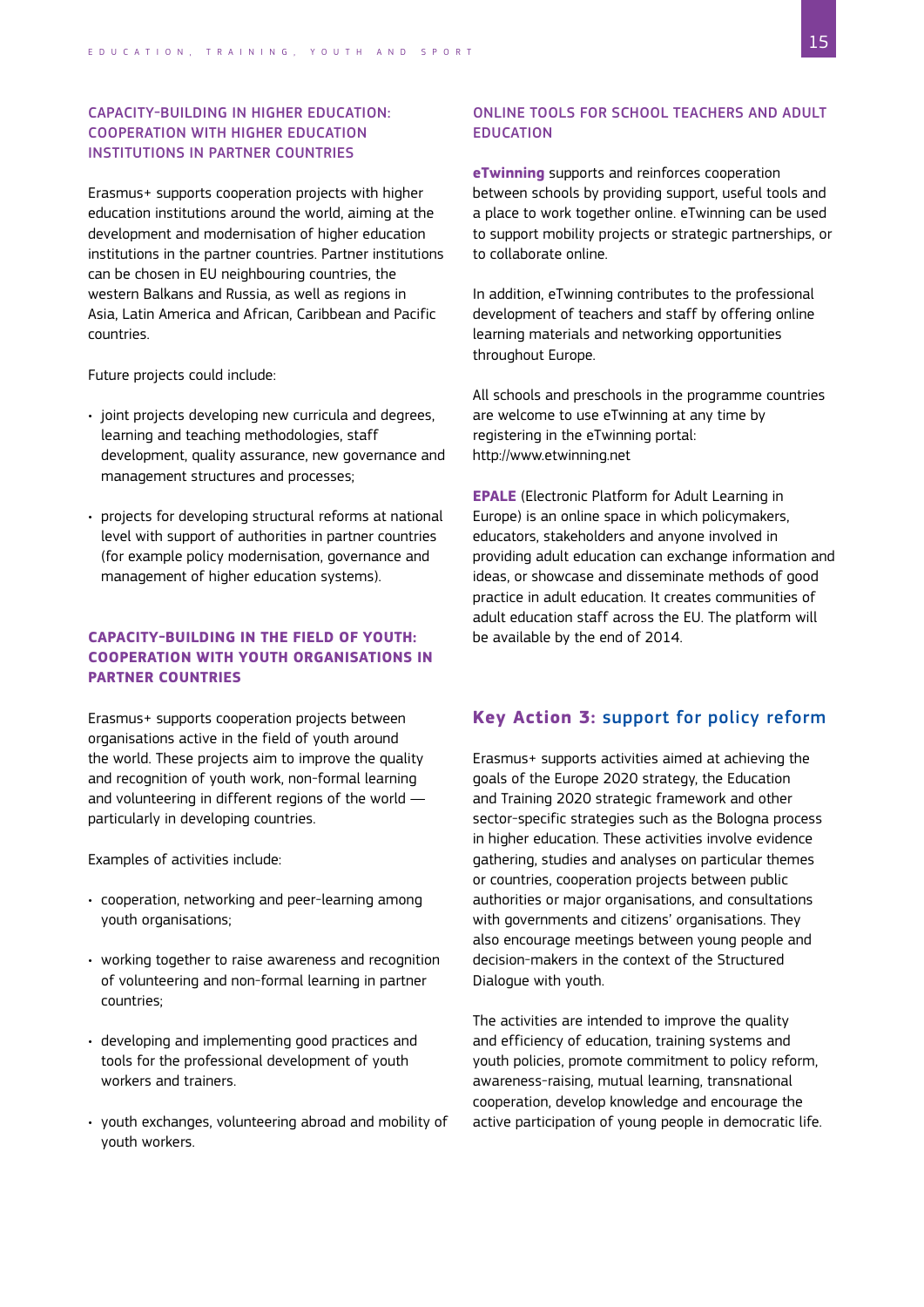### CAPACITY-BUILDING IN HIGHER EDUCATION: COOPERATION WITH HIGHER EDUCATION INSTITUTIONS IN PARTNER COUNTRIES

Erasmus+ supports cooperation projects with higher education institutions around the world, aiming at the development and modernisation of higher education institutions in the partner countries. Partner institutions can be chosen in EU neighbouring countries, the western Balkans and Russia, as well as regions in Asia, Latin America and African, Caribbean and Pacific countries.

Future projects could include:

- joint projects developing new curricula and degrees, learning and teaching methodologies, staff development, quality assurance, new governance and management structures and processes;
- projects for developing structural reforms at national level with support of authorities in partner countries (for example policy modernisation, governance and management of higher education systems).

### CAPACITY-BUILDING IN THE FIELD OF YOUTH: COOPERATION WITH YOUTH ORGANISATIONS IN PARTNER COUNTRIES

Erasmus+ supports cooperation projects between organisations active in the field of youth around the world. These projects aim to improve the quality and recognition of youth work, non-formal learning and volunteering in different regions of the world — particularly in developing countries.

Examples of activities include:

- cooperation, networking and peer-learning among youth organisations;
- working together to raise awareness and recognition of volunteering and non-formal learning in partner countries;
- developing and implementing good practices and tools for the professional development of youth workers and trainers.
- youth exchanges, volunteering abroad and mobility of youth workers.

### ONLINE TOOLS FOR SCHOOL TEACHERS AND ADULT EDUCATION

**eTwinning** supports and reinforces cooperation between schools by providing support, useful tools and a place to work together online. eTwinning can be used to support mobility projects or strategic partnerships, or to collaborate online.

In addition, eTwinning contributes to the professional development of teachers and staff by offering online learning materials and networking opportunities throughout Europe.

All schools and preschools in the programme countries are welcome to use eTwinning at any time by registering in the eTwinning portal: http://www.etwinning.net

**EPALE** (Electronic Platform for Adult Learning in Europe) is an online space in which policymakers, educators, stakeholders and anyone involved in providing adult education can exchange information and ideas, or showcase and disseminate methods of good practice in adult education. It creates communities of adult education staff across the EU. The platform will be available by the end of 2014.

## Key Action 3: support for policy reform

Erasmus+ supports activities aimed at achieving the goals of the Europe 2020 strategy, the Education and Training 2020 strategic framework and other sector-specific strategies such as the Bologna process in higher education. These activities involve evidence gathering, studies and analyses on particular themes or countries, cooperation projects between public authorities or major organisations, and consultations with governments and citizens' organisations. They also encourage meetings between young people and decision-makers in the context of the Structured Dialogue with youth.

The activities are intended to improve the quality and efficiency of education, training systems and youth policies, promote commitment to policy reform, awareness-raising, mutual learning, transnational cooperation, develop knowledge and encourage the active participation of young people in democratic life.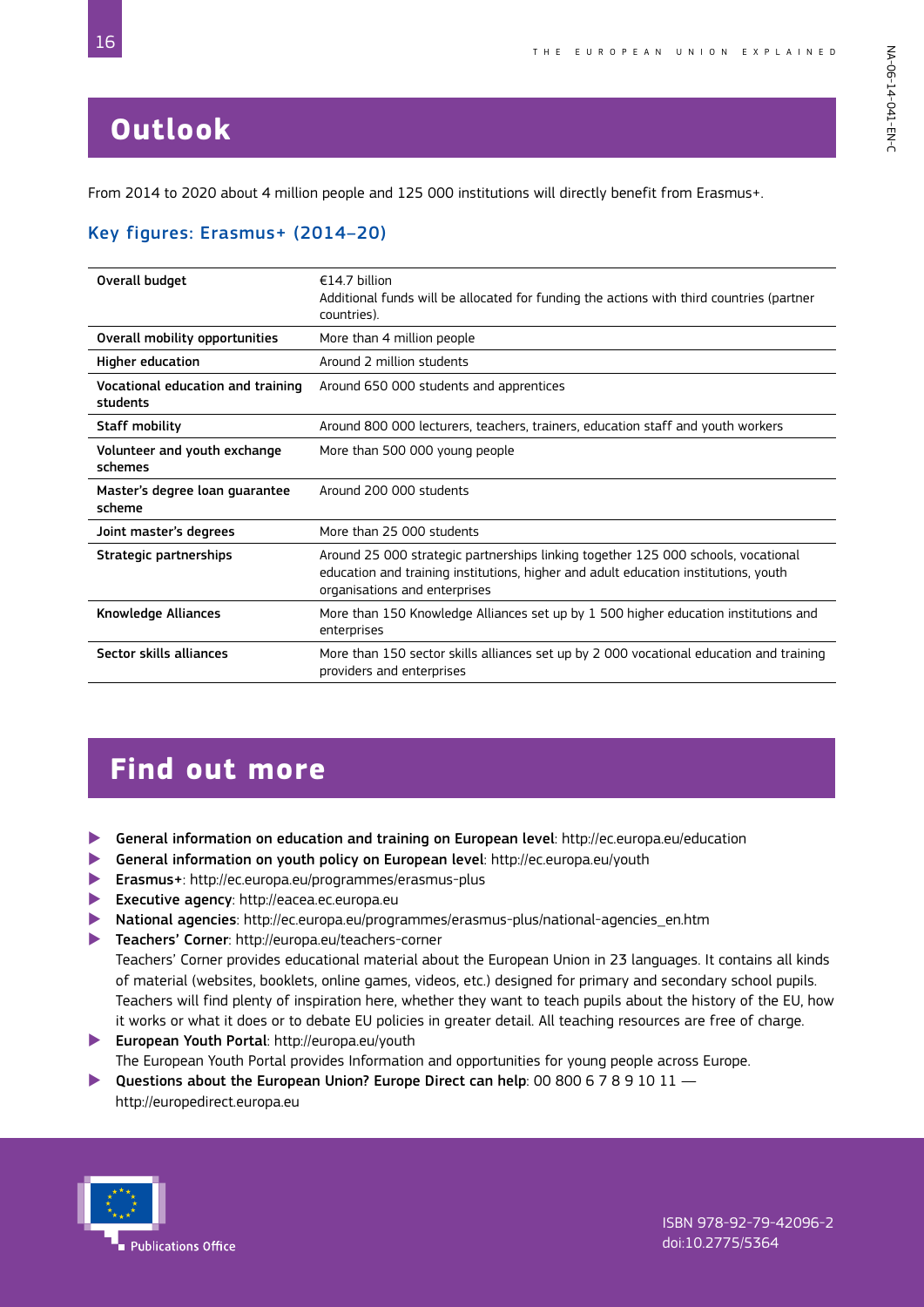## Outlook

From 2014 to 2020 about 4 million people and 125 000 institutions will directly benefit from Erasmus+.

### Key figures: Erasmus+ (2014–20)

| | |
|---|---|
| **Overall budget** | €14.7 billion<br>Additional funds will be allocated for funding the actions with third countries (partner countries). |
| **Overall mobility opportunities** | More than 4 million people |
| **Higher education** | Around 2 million students |
| **Vocational education and training students** | Around 650 000 students and apprentices |
| **Staff mobility** | Around 800 000 lecturers, teachers, trainers, education staff and youth workers |
| **Volunteer and youth exchange schemes** | More than 500 000 young people |
| **Master's degree loan guarantee scheme** | Around 200 000 students |
| **Joint master's degrees** | More than 25 000 students |
| **Strategic partnerships** | Around 25 000 strategic partnerships linking together 125 000 schools, vocational education and training institutions, higher and adult education institutions, youth organisations and enterprises |
| **Knowledge Alliances** | More than 150 Knowledge Alliances set up by 1 500 higher education institutions and enterprises |
| **Sector skills alliances** | More than 150 sector skills alliances set up by 2 000 vocational education and training providers and enterprises |

## Find out more

- **General information on education and training on European level**: http://ec.europa.eu/education
- **General information on youth policy on European level**: http://ec.europa.eu/youth
- **Erasmus+**: http://ec.europa.eu/programmes/erasmus-plus
- **Executive agency**: http://eacea.ec.europa.eu
- **National agencies**: http://ec.europa.eu/programmes/erasmus-plus/national-agencies_en.htm
- **Teachers' Corner**: http://europa.eu/teachers-corner
  Teachers' Corner provides educational material about the European Union in 23 languages. It contains all kinds of material (websites, booklets, online games, videos, etc.) designed for primary and secondary school pupils. Teachers will find plenty of inspiration here, whether they want to teach pupils about the history of the EU, how it works or what it does or to debate EU policies in greater detail. All teaching resources are free of charge.
- **European Youth Portal**: http://europa.eu/youth
  The European Youth Portal provides Information and opportunities for young people across Europe.
- **Questions about the European Union? Europe Direct can help**: 00 800 6 7 8 9 10 11 — http://europedirect.europa.eu

Publications Office

ISBN 978-92-79-42096-2
doi:10.2775/5364

NA-06-14-041-EN-C